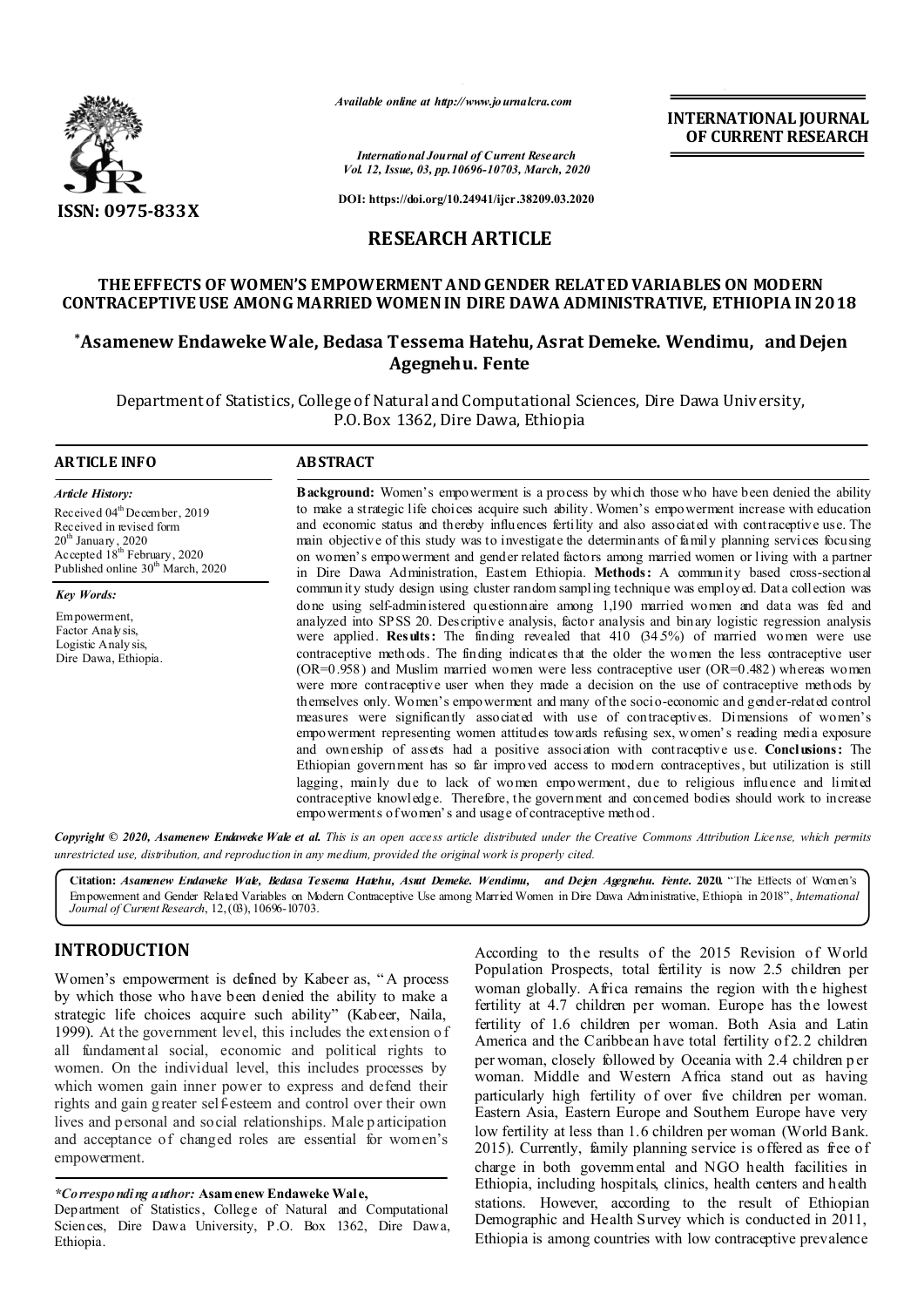*Available online at http://www.journalcra.com*

*International Journal of Current Research*
*Vol. 12, Issue, 03, pp.10696-10703, March, 2020*

**DOI: https://doi.org/10.24941/ijcr.38209.03.2020**

**INTERNATIONAL JOURNAL OF CURRENT RESEARCH**

**ISSN: 0975-833X**

## RESEARCH ARTICLE

# THE EFFECTS OF WOMEN'S EMPOWERMENT AND GENDER RELATED VARIABLES ON MODERN CONTRACEPTIVE USE AMONG MARRIED WOMEN IN DIRE DAWA ADMINISTRATIVE, ETHIOPIA IN 2018

**\*Asamenew Endaweke Wale, Bedasa Tessema Hatehu, Asrat Demeke. Wendimu, and Dejen Agegnehu. Fente**

Department of Statistics, College of Natural and Computational Sciences, Dire Dawa University, P.O.Box 1362, Dire Dawa, Ethiopia

### ARTICLE INFO

*Article History:*

Received 04[th] December, 2019
Received in revised form 20[th] January, 2020
Accepted 18[th] February, 2020
Published online 30[th] March, 2020

*Key Words:*

Empowerment,
Factor Analysis,
Logistic Analysis,
Dire Dawa, Ethiopia.

### ABSTRACT

**Background:** Women's empowerment is a process by which those who have been denied the ability to make a strategic life choices acquire such ability. Women's empowerment increase with education and economic status and thereby influences fertility and also associated with contraceptive use. The main objective of this study was to investigate the determinants of family planning services focusing on women's empowerment and gender related factors among married women or living with a partner in Dire Dawa Administration, Eastern Ethiopia. **Methods:** A community based cross-sectional community study design using cluster random sampling technique was employed. Data collection was done using self-administered questionnaire among 1,190 married women and data was fed and analyzed into SPSS 20. Descriptive analysis, factor analysis and binary logistic regression analysis were applied. **Results:** The finding revealed that 410 (34.5%) of married women were use contraceptive methods. The finding indicates that the older the women the less contraceptive user (OR=0.958) and Muslim married women were less contraceptive user (OR=0.482) whereas women were more contraceptive user when they made a decision on the use of contraceptive methods by themselves only. Women's empowerment and many of the socio-economic and gender-related control measures were significantly associated with use of contraceptives. Dimensions of women's empowerment representing women attitudes towards refusing sex, women's reading media exposure and ownership of assets had a positive association with contraceptive use. **Conclusions:** The Ethiopian government has so far improved access to modern contraceptives, but utilization is still lagging, mainly due to lack of women empowerment, due to religious influence and limited contraceptive knowledge. Therefore, the government and concerned bodies should work to increase empowerments of women's and usage of contraceptive method.

***Copyright © 2020, Asamenew Endaweke Wale et al.*** *This is an open access article distributed under the Creative Commons Attribution License, which permits unrestricted use, distribution, and reproduction in any medium, provided the original work is properly cited.*

**Citation:** ***Asamenew Endaweke Wale, Bedasa Tessema Hatehu, Asrat Demeke. Wendimu, and Dejen Agegnehu. Fente.* 2020.** "The Effects of Women's Empowerment and Gender Related Variables on Modern Contraceptive Use among Married Women in Dire Dawa Administrative, Ethiopia in 2018", *International Journal of Current Research*, 12, (03), 10696-10703.

## INTRODUCTION

Women's empowerment is defined by Kabeer as, "A process by which those who have been denied the ability to make a strategic life choices acquire such ability" (Kabeer, Naila, 1999). At the government level, this includes the extension of all fundamental social, economic and political rights to women. On the individual level, this includes processes by which women gain inner power to express and defend their rights and gain greater self-esteem and control over their own lives and personal and social relationships. Male participation and acceptance of changed roles are essential for women's empowerment.

According to the results of the 2015 Revision of World Population Prospects, total fertility is now 2.5 children per woman globally. Africa remains the region with the highest fertility at 4.7 children per woman. Europe has the lowest fertility of 1.6 children per woman. Both Asia and Latin America and the Caribbean have total fertility of 2.2 children per woman, closely followed by Oceania with 2.4 children per woman. Middle and Western Africa stand out as having particularly high fertility of over five children per woman. Eastern Asia, Eastern Europe and Southern Europe have very low fertility at less than 1.6 children per woman (World Bank. 2015). Currently, family planning service is offered as free of charge in both governmental and NGO health facilities in Ethiopia, including hospitals, clinics, health centers and health stations. However, according to the result of Ethiopian Demographic and Health Survey which is conducted in 2011, Ethiopia is among countries with low contraceptive prevalence

*\*Corresponding author:* **Asamenew Endaweke Wale,**
Department of Statistics, College of Natural and Computational Sciences, Dire Dawa University, P.O. Box 1362, Dire Dawa, Ethiopia.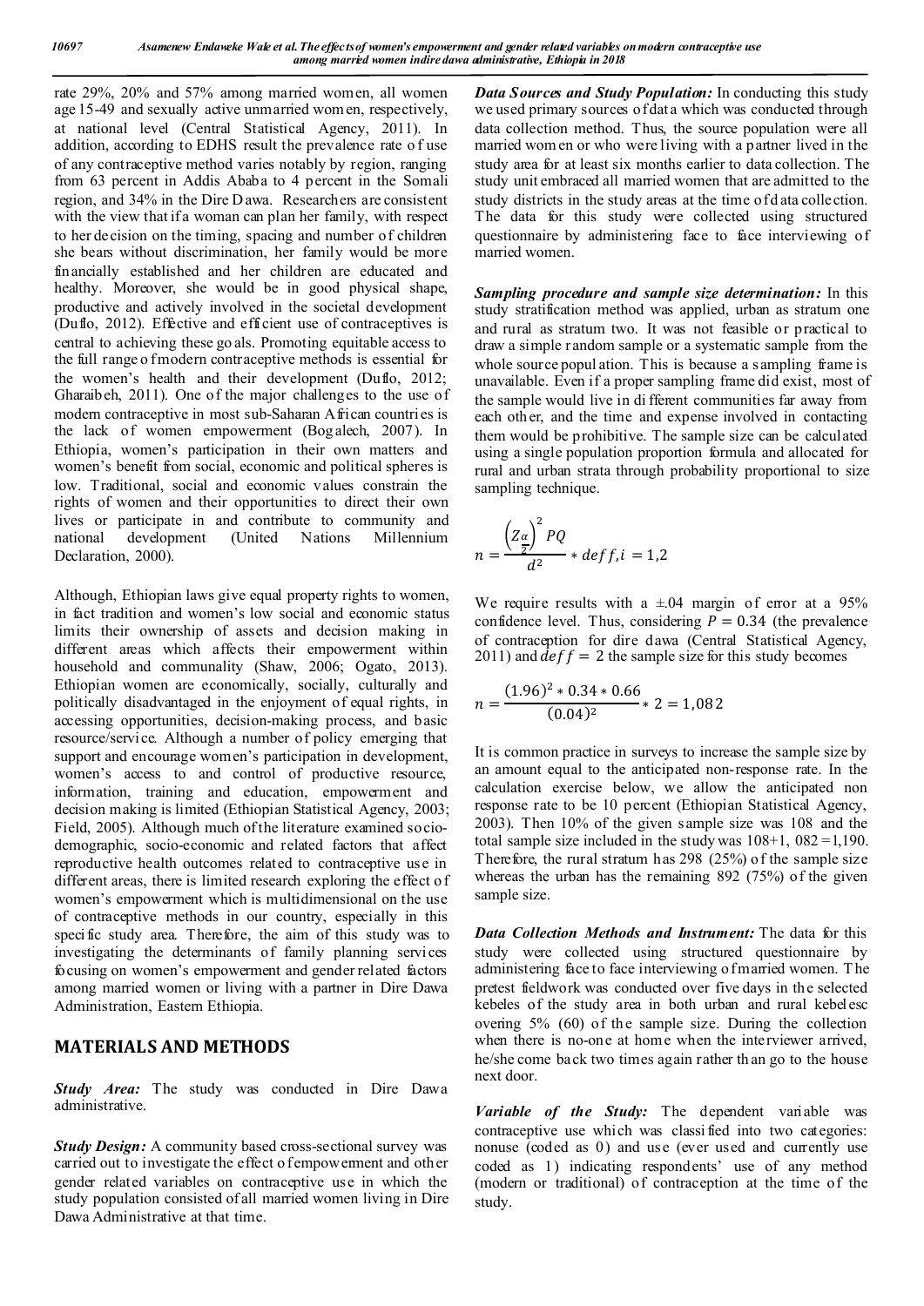rate 29%, 20% and 57% among married women, all women age 15-49 and sexually active unmarried women, respectively, at national level (Central Statistical Agency, 2011). In addition, according to EDHS result the prevalence rate of use of any contraceptive method varies notably by region, ranging from 63 percent in Addis Ababa to 4 percent in the Somali region, and 34% in the Dire Dawa. Researchers are consistent with the view that if a woman can plan her family, with respect to her decision on the timing, spacing and number of children she bears without discrimination, her family would be more financially established and her children are educated and healthy. Moreover, she would be in good physical shape, productive and actively involved in the societal development (Duflo, 2012). Effective and efficient use of contraceptives is central to achieving these goals. Promoting equitable access to the full range of modern contraceptive methods is essential for the women's health and their development (Duflo, 2012; Gharaibeh, 2011). One of the major challenges to the use of modern contraceptive in most sub-Saharan African countries is the lack of women empowerment (Bogalech, 2007). In Ethiopia, women's participation in their own matters and women's benefit from social, economic and political spheres is low. Traditional, social and economic values constrain the rights of women and their opportunities to direct their own lives or participate in and contribute to community and national development (United Nations Millennium Declaration, 2000).

Although, Ethiopian laws give equal property rights to women, in fact tradition and women's low social and economic status limits their ownership of assets and decision making in different areas which affects their empowerment within household and communality (Shaw, 2006; Ogato, 2013). Ethiopian women are economically, socially, culturally and politically disadvantaged in the enjoyment of equal rights, in accessing opportunities, decision-making process, and basic resource/service. Although a number of policy emerging that support and encourage women's participation in development, women's access to and control of productive resource, information, training and education, empowerment and decision making is limited (Ethiopian Statistical Agency, 2003; Field, 2005). Although much of the literature examined socio-demographic, socio-economic and related factors that affect reproductive health outcomes related to contraceptive use in different areas, there is limited research exploring the effect of women's empowerment which is multidimensional on the use of contraceptive methods in our country, especially in this specific study area. Therefore, the aim of this study was to investigating the determinants of family planning services focusing on women's empowerment and gender related factors among married women or living with a partner in Dire Dawa Administration, Eastern Ethiopia.

# MATERIALS AND METHODS

***Study Area:*** The study was conducted in Dire Dawa administrative.

***Study Design:*** A community based cross-sectional survey was carried out to investigate the effect of empowerment and other gender related variables on contraceptive use in which the study population consisted of all married women living in Dire Dawa Administrative at that time.

***Data Sources and Study Population:*** In conducting this study we used primary sources of data which was conducted through data collection method. Thus, the source population were all married women or who were living with a partner lived in the study area for at least six months earlier to data collection. The study unit embraced all married women that are admitted to the study districts in the study areas at the time of data collection. The data for this study were collected using structured questionnaire by administering face to face interviewing of married women.

***Sampling procedure and sample size determination:*** In this study stratification method was applied, urban as stratum one and rural as stratum two. It was not feasible or practical to draw a simple random sample or a systematic sample from the whole source population. This is because a sampling frame is unavailable. Even if a proper sampling frame did exist, most of the sample would live in different communities far away from each other, and the time and expense involved in contacting them would be prohibitive. The sample size can be calculated using a single population proportion formula and allocated for rural and urban strata through probability proportional to size sampling technique.

$$n = \frac{\left(Z_{\frac{\alpha}{2}}\right)^2 PQ}{d^2} * deff, i = 1,2$$

We require results with a ±.04 margin of error at a 95% confidence level. Thus, considering $P = 0.34$ (the prevalence of contraception for dire dawa (Central Statistical Agency, 2011) and $deff = 2$ the sample size for this study becomes

$$n = \frac{(1.96)^2 * 0.34 * 0.66}{(0.04)^2} * 2 = 1{,}082$$

It is common practice in surveys to increase the sample size by an amount equal to the anticipated non-response rate. In the calculation exercise below, we allow the anticipated non response rate to be 10 percent (Ethiopian Statistical Agency, 2003). Then 10% of the given sample size was 108 and the total sample size included in the study was 108+1, 082 =1,190. Therefore, the rural stratum has 298 (25%) of the sample size whereas the urban has the remaining 892 (75%) of the given sample size.

***Data Collection Methods and Instrument:*** The data for this study were collected using structured questionnaire by administering face to face interviewing of married women. The pretest fieldwork was conducted over five days in the selected kebeles of the study area in both urban and rural kebelesc overing 5% (60) of the sample size. During the collection when there is no-one at home when the interviewer arrived, he/she come back two times again rather than go to the house next door.

***Variable of the Study:*** The dependent variable was contraceptive use which was classified into two categories: nonuse (coded as 0) and use (ever used and currently use coded as 1) indicating respondents' use of any method (modern or traditional) of contraception at the time of the study.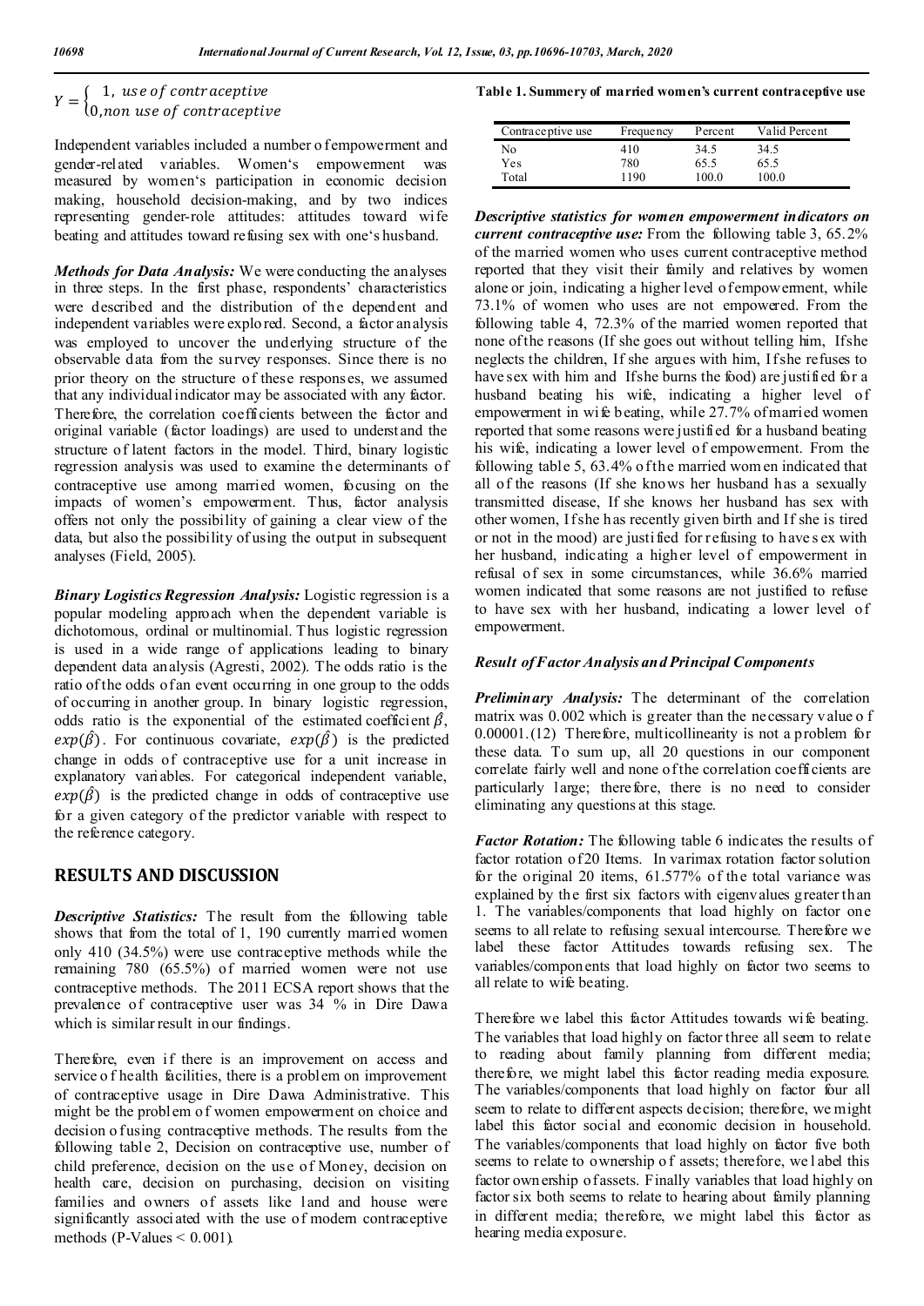$$Y = \begin{cases} 1, \; use\ of\ contraceptive \\ 0, non\ use\ of\ contraceptive \end{cases}$$

Independent variables included a number of empowerment and gender-related variables. Women's empowerment was measured by women's participation in economic decision making, household decision-making, and by two indices representing gender-role attitudes: attitudes toward wife beating and attitudes toward refusing sex with one's husband.

***Methods for Data Analysis:*** We were conducting the analyses in three steps. In the first phase, respondents' characteristics were described and the distribution of the dependent and independent variables were explored. Second, a factor analysis was employed to uncover the underlying structure of the observable data from the survey responses. Since there is no prior theory on the structure of these responses, we assumed that any individual indicator may be associated with any factor. Therefore, the correlation coefficients between the factor and original variable (factor loadings) are used to understand the structure of latent factors in the model. Third, binary logistic regression analysis was used to examine the determinants of contraceptive use among married women, focusing on the impacts of women's empowerment. Thus, factor analysis offers not only the possibility of gaining a clear view of the data, but also the possibility of using the output in subsequent analyses (Field, 2005).

***Binary Logistics Regression Analysis:*** Logistic regression is a popular modeling approach when the dependent variable is dichotomous, ordinal or multinomial. Thus logistic regression is used in a wide range of applications leading to binary dependent data analysis (Agresti, 2002). The odds ratio is the ratio of the odds of an event occurring in one group to the odds of occurring in another group. In binary logistic regression, odds ratio is the exponential of the estimated coefficient $\hat{\beta}$, $exp(\hat{\beta})$. For continuous covariate, $exp(\hat{\beta})$ is the predicted change in odds of contraceptive use for a unit increase in explanatory variables. For categorical independent variable, $exp(\hat{\beta})$ is the predicted change in odds of contraceptive use for a given category of the predictor variable with respect to the reference category.

## RESULTS AND DISCUSSION

***Descriptive Statistics:*** The result from the following table shows that from the total of 1, 190 currently married women only 410 (34.5%) were use contraceptive methods while the remaining 780 (65.5%) of married women were not use contraceptive methods. The 2011 ECSA report shows that the prevalence of contraceptive user was 34 % in Dire Dawa which is similar result in our findings.

Therefore, even if there is an improvement on access and service of health facilities, there is a problem on improvement of contraceptive usage in Dire Dawa Administrative. This might be the problem of women empowerment on choice and decision of using contraceptive methods. The results from the following table 2, Decision on contraceptive use, number of child preference, decision on the use of Money, decision on health care, decision on purchasing, decision on visiting families and owners of assets like land and house were significantly associated with the use of modern contraceptive methods (P-Values < 0.001).

**Table 1. Summery of married women's current contraceptive use**

| Contraceptive use | Frequency | Percent | Valid Percent |
|---|---|---|---|
| No | 410 | 34.5 | 34.5 |
| Yes | 780 | 65.5 | 65.5 |
| Total | 1190 | 100.0 | 100.0 |

***Descriptive statistics for women empowerment indicators on current contraceptive use:*** From the following table 3, 65.2% of the married women who uses current contraceptive method reported that they visit their family and relatives by women alone or join, indicating a higher level of empowerment, while 73.1% of women who uses are not empowered. From the following table 4, 72.3% of the married women reported that none of the reasons (If she goes out without telling him, If she neglects the children, If she argues with him, If she refuses to have sex with him and If she burns the food) are justified for a husband beating his wife, indicating a higher level of empowerment in wife beating, while 27.7% of married women reported that some reasons were justified for a husband beating his wife, indicating a lower level of empowerment. From the following table 5, 63.4% of the married women indicated that all of the reasons (If she knows her husband has a sexually transmitted disease, If she knows her husband has sex with other women, If she has recently given birth and If she is tired or not in the mood) are justified for refusing to have sex with her husband, indicating a higher level of empowerment in refusal of sex in some circumstances, while 36.6% married women indicated that some reasons are not justified to refuse to have sex with her husband, indicating a lower level of empowerment.

### *Result of Factor Analysis and Principal Components*

***Preliminary Analysis:*** The determinant of the correlation matrix was 0.002 which is greater than the necessary value of 0.00001.(12) Therefore, multicollinearity is not a problem for these data. To sum up, all 20 questions in our component correlate fairly well and none of the correlation coefficients are particularly large; therefore, there is no need to consider eliminating any questions at this stage.

***Factor Rotation:*** The following table 6 indicates the results of factor rotation of 20 Items. In varimax rotation factor solution for the original 20 items, 61.577% of the total variance was explained by the first six factors with eigenvalues greater than 1. The variables/components that load highly on factor one seems to all relate to refusing sexual intercourse. Therefore we label these factor Attitudes towards refusing sex. The variables/components that load highly on factor two seems to all relate to wife beating.

Therefore we label this factor Attitudes towards wife beating. The variables that load highly on factor three all seem to relate to reading about family planning from different media; therefore, we might label this factor reading media exposure. The variables/components that load highly on factor four all seem to relate to different aspects decision; therefore, we might label this factor social and economic decision in household. The variables/components that load highly on factor five both seems to relate to ownership of assets; therefore, we label this factor ownership of assets. Finally variables that load highly on factor six both seems to relate to hearing about family planning in different media; therefore, we might label this factor as hearing media exposure.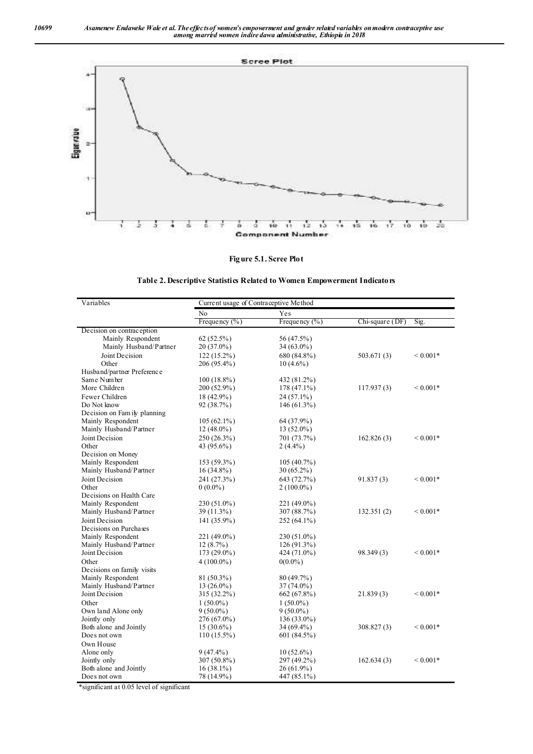Figure 5.1. Scree Plot

**Table 2. Descriptive Statistics Related to Women Empowerment Indicators**

| Variables | Current usage of Contraceptive Method | | | |
|---|---|---|---|---|
| | No | Yes | | |
| | Frequency (%) | Frequency (%) | Chi-square (DF) | Sig. |
| Decision on contraception | | | | |
| Mainly Respondent | 62 (52.5%) | 56 (47.5%) | | |
| Mainly Husband/Partner | 20 (37.0%) | 34 (63.0%) | | |
| Joint Decision | 122 (15.2%) | 680 (84.8%) | 503.671 (3) | < 0.001* |
| Other | 206 (95.4%) | 10 (4.6%) | | |
| Husband/partner Preference | | | | |
| Same Number | 100 (18.8%) | 432 (81.2%) | | |
| More Children | 200 (52.9%) | 178 (47.1%) | 117.937 (3) | < 0.001* |
| Fewer Children | 18 (42.9%) | 24 (57.1%) | | |
| Do Not know | 92 (38.7%) | 146 (61.3%) | | |
| Decision on Family planning | | | | |
| Mainly Respondent | 105 (62.1%) | 64 (37.9%) | | |
| Mainly Husband/Partner | 12 (48.0%) | 13 (52.0%) | | |
| Joint Decision | 250 (26.3%) | 701 (73.7%) | 162.826 (3) | < 0.001* |
| Other | 43 (95.6%) | 2 (4.4%) | | |
| Decision on Money | | | | |
| Mainly Respondent | 153 (59.3%) | 105 (40.7%) | | |
| Mainly Husband/Partner | 16 (34.8%) | 30 (65.2%) | | |
| Joint Decision | 241 (27.3%) | 643 (72.7%) | 91.837 (3) | < 0.001* |
| Other | 0 (0.0%) | 2 (100.0%) | | |
| Decisions on Health Care | | | | |
| Mainly Respondent | 230 (51.0%) | 221 (49.0%) | | |
| Mainly Husband/Partner | 39 (11.3%) | 307 (88.7%) | 132.351 (2) | < 0.001* |
| Joint Decision | 141 (35.9%) | 252 (64.1%) | | |
| Decisions on Purchases | | | | |
| Mainly Respondent | 221 (49.0%) | 230 (51.0%) | | |
| Mainly Husband/Partner | 12 (8.7%) | 126 (91.3%) | | |
| Joint Decision | 173 (29.0%) | 424 (71.0%) | 98.349 (3) | < 0.001* |
| Other | 4 (100.0%) | 0(0.0%) | | |
| Decisions on family visits | | | | |
| Mainly Respondent | 81 (50.3%) | 80 (49.7%) | | |
| Mainly Husband/Partner | 13 (26.0%) | 37 (74.0%) | | |
| Joint Decision | 315 (32.2%) | 662 (67.8%) | 21.839 (3) | < 0.001* |
| Other | 1 (50.0%) | 1 (50.0%) | | |
| Own land Alone only | 9 (50.0%) | 9 (50.0%) | | |
| Jointly only | 276 (67.0%) | 136 (33.0%) | | |
| Both alone and Jointly | 15 (30.6%) | 34 (69.4%) | 308.827 (3) | < 0.001* |
| Does not own | 110 (15.5%) | 601 (84.5%) | | |
| Own House | | | | |
| Alone only | 9 (47.4%) | 10 (52.6%) | | |
| Jointly only | 307 (50.8%) | 297 (49.2%) | 162.634 (3) | < 0.001* |
| Both alone and Jointly | 16 (38.1%) | 26 (61.9%) | | |
| Does not own | 78 (14.9%) | 447 (85.1%) | | |

*significant at 0.05 level of significant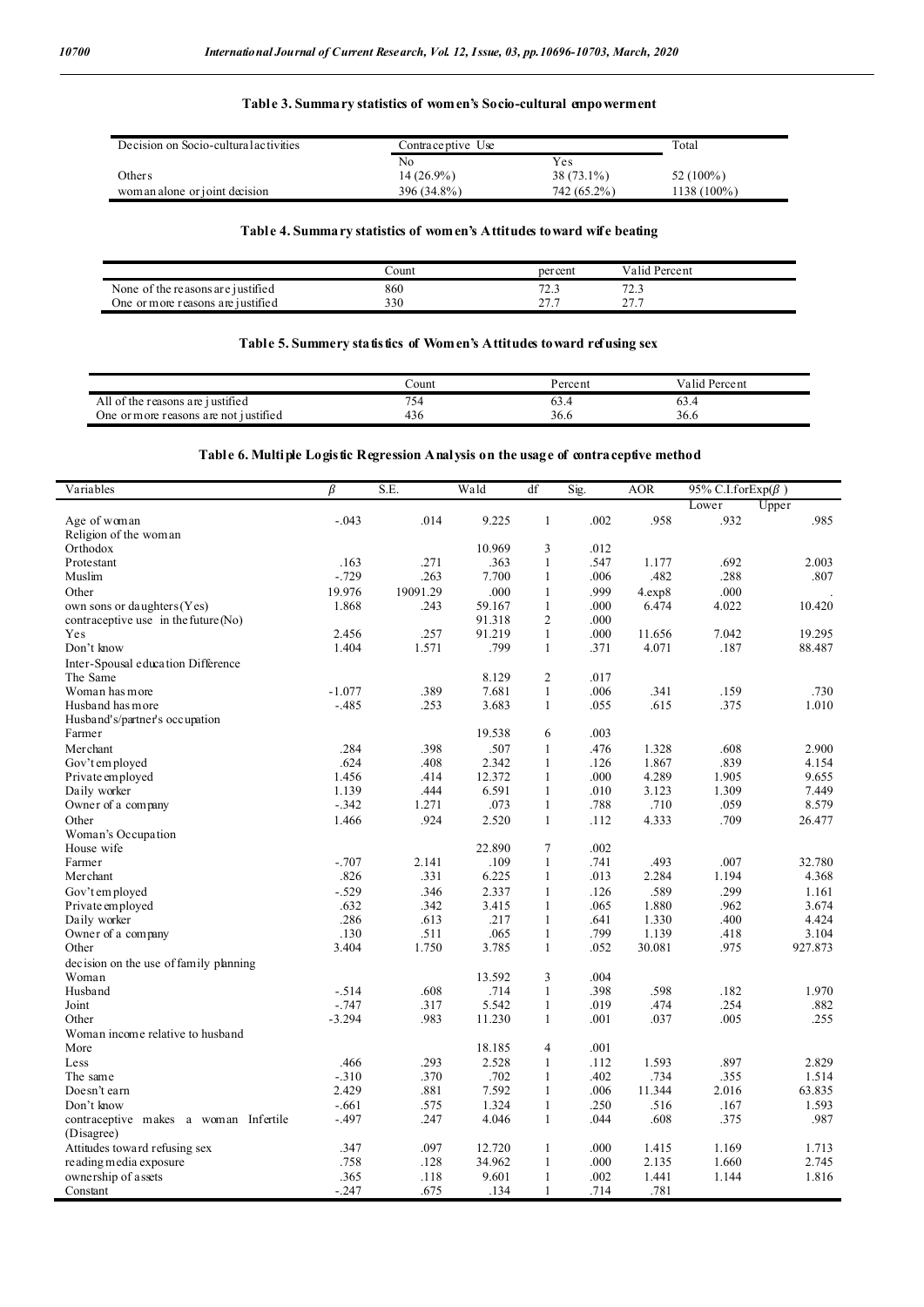**Table 3. Summary statistics of women's Socio-cultural empowerment**

| Decision on Socio-cultural activities | Contraceptive Use | | Total |
|---|---|---|---|
| | No | Yes | |
| Others | 14 (26.9%) | 38 (73.1%) | 52 (100%) |
| woman alone or joint decision | 396 (34.8%) | 742 (65.2%) | 1138 (100%) |

**Table 4. Summary statistics of women's Attitudes toward wife beating**

| | Count | percent | Valid Percent |
|---|---|---|---|
| None of the reasons are justified | 860 | 72.3 | 72.3 |
| One or more reasons are justified | 330 | 27.7 | 27.7 |

**Table 5. Summery statistics of Women's Attitudes toward refusing sex**

| | Count | Percent | Valid Percent |
|---|---|---|---|
| All of the reasons are justified | 754 | 63.4 | 63.4 |
| One or more reasons are not justified | 436 | 36.6 | 36.6 |

**Table 6. Multiple Logistic Regression Analysis on the usage of contraceptive method**

| Variables | $\beta$ | S.E. | Wald | df | Sig. | AOR | 95% C.I.for Exp($\beta$) | |
|---|---|---|---|---|---|---|---|---|
| | | | | | | | Lower | Upper |
| Age of woman | -.043 | .014 | 9.225 | 1 | .002 | .958 | .932 | .985 |
| Religion of the woman | | | | | | | | |
| Orthodox | | | 10.969 | 3 | .012 | | | |
| Protestant | .163 | .271 | .363 | 1 | .547 | 1.177 | .692 | 2.003 |
| Muslim | -.729 | .263 | 7.700 | 1 | .006 | .482 | .288 | .807 |
| Other | 19.976 | 19091.29 | .000 | 1 | .999 | 4.exp8 | .000 | . |
| own sons or daughters (Yes) | 1.868 | .243 | 59.167 | 1 | .000 | 6.474 | 4.022 | 10.420 |
| contraceptive use in the future (No) | | | 91.318 | 2 | .000 | | | |
| Yes | 2.456 | .257 | 91.219 | 1 | .000 | 11.656 | 7.042 | 19.295 |
| Don't know | 1.404 | 1.571 | .799 | 1 | .371 | 4.071 | .187 | 88.487 |
| Inter-Spousal education Difference | | | | | | | | |
| The Same | | | 8.129 | 2 | .017 | | | |
| Woman has more | -1.077 | .389 | 7.681 | 1 | .006 | .341 | .159 | .730 |
| Husband has more | -.485 | .253 | 3.683 | 1 | .055 | .615 | .375 | 1.010 |
| Husband's/partner's occupation | | | | | | | | |
| Farmer | | | 19.538 | 6 | .003 | | | |
| Merchant | .284 | .398 | .507 | 1 | .476 | 1.328 | .608 | 2.900 |
| Gov't employed | .624 | .408 | 2.342 | 1 | .126 | 1.867 | .839 | 4.154 |
| Private employed | 1.456 | .414 | 12.372 | 1 | .000 | 4.289 | 1.905 | 9.655 |
| Daily worker | 1.139 | .444 | 6.591 | 1 | .010 | 3.123 | 1.309 | 7.449 |
| Owner of a company | -.342 | 1.271 | .073 | 1 | .788 | .710 | .059 | 8.579 |
| Other | 1.466 | .924 | 2.520 | 1 | .112 | 4.333 | .709 | 26.477 |
| Woman's Occupation | | | | | | | | |
| House wife | | | 22.890 | 7 | .002 | | | |
| Farmer | -.707 | 2.141 | .109 | 1 | .741 | .493 | .007 | 32.780 |
| Merchant | .826 | .331 | 6.225 | 1 | .013 | 2.284 | 1.194 | 4.368 |
| Gov't employed | -.529 | .346 | 2.337 | 1 | .126 | .589 | .299 | 1.161 |
| Private employed | .632 | .342 | 3.415 | 1 | .065 | 1.880 | .962 | 3.674 |
| Daily worker | .286 | .613 | .217 | 1 | .641 | 1.330 | .400 | 4.424 |
| Owner of a company | .130 | .511 | .065 | 1 | .799 | 1.139 | .418 | 3.104 |
| Other | 3.404 | 1.750 | 3.785 | 1 | .052 | 30.081 | .975 | 927.873 |
| decision on the use of family planning | | | | | | | | |
| Woman | | | 13.592 | 3 | .004 | | | |
| Husband | -.514 | .608 | .714 | 1 | .398 | .598 | .182 | 1.970 |
| Joint | -.747 | .317 | 5.542 | 1 | .019 | .474 | .254 | .882 |
| Other | -3.294 | .983 | 11.230 | 1 | .001 | .037 | .005 | .255 |
| Woman income relative to husband | | | | | | | | |
| More | | | 18.185 | 4 | .001 | | | |
| Less | .466 | .293 | 2.528 | 1 | .112 | 1.593 | .897 | 2.829 |
| The same | -.310 | .370 | .702 | 1 | .402 | .734 | .355 | 1.514 |
| Doesn't earn | 2.429 | .881 | 7.592 | 1 | .006 | 11.344 | 2.016 | 63.835 |
| Don't know | -.661 | .575 | 1.324 | 1 | .250 | .516 | .167 | 1.593 |
| contraceptive makes a woman Infertile (Disagree) | -.497 | .247 | 4.046 | 1 | .044 | .608 | .375 | .987 |
| Attitudes toward refusing sex | .347 | .097 | 12.720 | 1 | .000 | 1.415 | 1.169 | 1.713 |
| reading media exposure | .758 | .128 | 34.962 | 1 | .000 | 2.135 | 1.660 | 2.745 |
| ownership of assets | .365 | .118 | 9.601 | 1 | .002 | 1.441 | 1.144 | 1.816 |
| Constant | -.247 | .675 | .134 | 1 | .714 | .781 | | |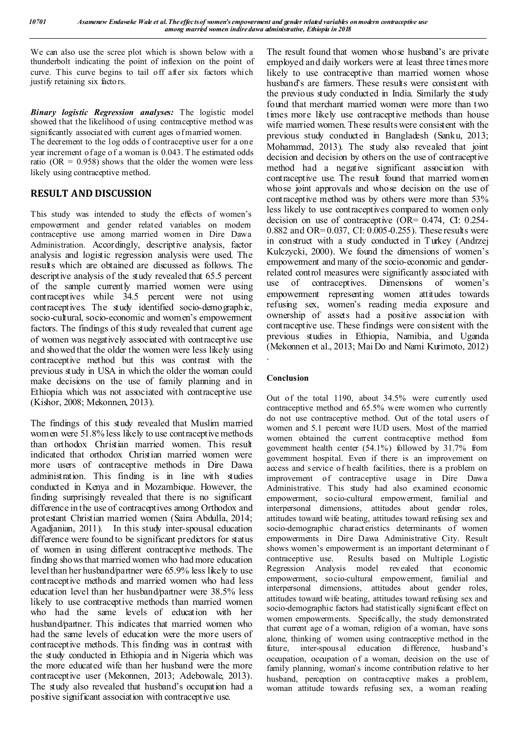We can also use the scree plot which is shown below with a thunderbolt indicating the point of inflexion on the point of curve. This curve begins to tail off after six factors which justify retaining six factors.

***Binary logistic Regression analyses:*** The logistic model showed that the likelihood of using contraceptive method was significantly associated with current ages of married women. The decrement to the log odds of contraceptive user for a one year increment of age of a woman is 0.043. The estimated odds ratio (OR = 0.958) shows that the older the women were less likely using contraceptive method.

## RESULT AND DISCUSSION

This study was intended to study the effects of women's empowerment and gender related variables on modern contraceptive use among married women in Dire Dawa Administration. Accordingly, descriptive analysis, factor analysis and logistic regression analysis were used. The results which are obtained are discussed as follows. The descriptive analysis of the study revealed that 65.5 percent of the sample currently married women were using contraceptives while 34.5 percent were not using contraceptives. The study identified socio-demographic, socio-cultural, socio-economic and women's empowerment factors. The findings of this study revealed that current age of women was negatively associated with contraceptive use and showed that the older the women were less likely using contraceptive method but this was contrast with the previous study in USA in which the older the woman could make decisions on the use of family planning and in Ethiopia which was not associated with contraceptive use (Kishor, 2008; Mekonnen, 2013).

The findings of this study revealed that Muslim married women were 51.8% less likely to use contraceptive methods than orthodox Christian married women. This result indicated that orthodox Christian married women were more users of contraceptive methods in Dire Dawa administration. This finding is in line with studies conducted in Kenya and in Mozambique. However, the finding surprisingly revealed that there is no significant difference in the use of contraceptives among Orthodox and protestant Christian married women (Saira Abdulla, 2014; Agadjanian, 2011). In this study inter-spousal education difference were found to be significant predictors for status of women in using different contraceptive methods. The finding shows that married women who had more education level than her husband/partner were 65.9% less likely to use contraceptive methods and married women who had less education level than her husband/partner were 38.5% less likely to use contraceptive methods than married women who had the same levels of education with her husband/partner. This indicates that married women who had the same levels of education were the more users of contraceptive methods. This finding was in contrast with the study conducted in Ethiopia and in Nigeria which was the more educated wife than her husband were the more contraceptive user (Mekonnen, 2013; Adebowale, 2013). The study also revealed that husband's occupation had a positive significant association with contraceptive use.

The result found that women whose husband's are private employed and daily workers were at least three times more likely to use contraceptive than married women whose husband's are farmers. These results were consistent with the previous study conducted in India. Similarly the study found that merchant married women were more than two times more likely use contraceptive methods than house wife married women. These results were consistent with the previous study conducted in Bangladesh (Sanku, 2013; Mohammad, 2013). The study also revealed that joint decision and decision by others on the use of contraceptive method had a negative significant association with contraceptive use. The result found that married women whose joint approvals and whose decision on the use of contraceptive method was by others were more than 53% less likely to use contraceptives compared to women only decision on use of contraceptive (OR= 0.474, CI: 0.254-0.882 and OR=0.037, CI: 0.005-0.255). These results were in construct with a study conducted in Turkey (Andrzej Kulczycki, 2000). We found the dimensions of women's empowerment and many of the socio-economic and gender-related control measures were significantly associated with use of contraceptives. Dimensions of women's empowerment representing women attitudes towards refusing sex, women's reading media exposure and ownership of assets had a positive association with contraceptive use. These findings were consistent with the previous studies in Ethiopia, Namibia, and Uganda (Mekonnen et al., 2013; Mai Do and Nami Kurimoto, 2012)
.

### Conclusion

Out of the total 1190, about 34.5% were currently used contraceptive method and 65.5% were women who currently do not use contraceptive method. Out of the total users of women and 5.1 percent were IUD users. Most of the married women obtained the current contraceptive method from government health center (54.1%) followed by 31.7% from government hospital. Even if there is an improvement on access and service of health facilities, there is a problem on improvement of contraceptive usage in Dire Dawa Administrative. This study had also examined economic empowerment, socio-cultural empowerment, familial and interpersonal dimensions, attitudes about gender roles, attitudes toward wife beating, attitudes toward refusing sex and socio-demographic characteristics determinants of women empowerments in Dire Dawa Administrative City. Result shows women's empowerment is an important determinant of contraceptive use. Results based on Multiple Logistic Regression Analysis model revealed that economic empowerment, socio-cultural empowerment, familial and interpersonal dimensions, attitudes about gender roles, attitudes toward wife beating, attitudes toward refusing sex and socio-demographic factors had statistically significant effect on women empowerments. Specifically, the study demonstrated that current age of a woman, religion of a woman, have sons alone, thinking of women using contraceptive method in the future, inter-spousal education difference, husband's occupation, occupation of a woman, decision on the use of family planning, woman's income contribution relative to her husband, perception on contraceptive makes a problem, woman attitude towards refusing sex, a woman reading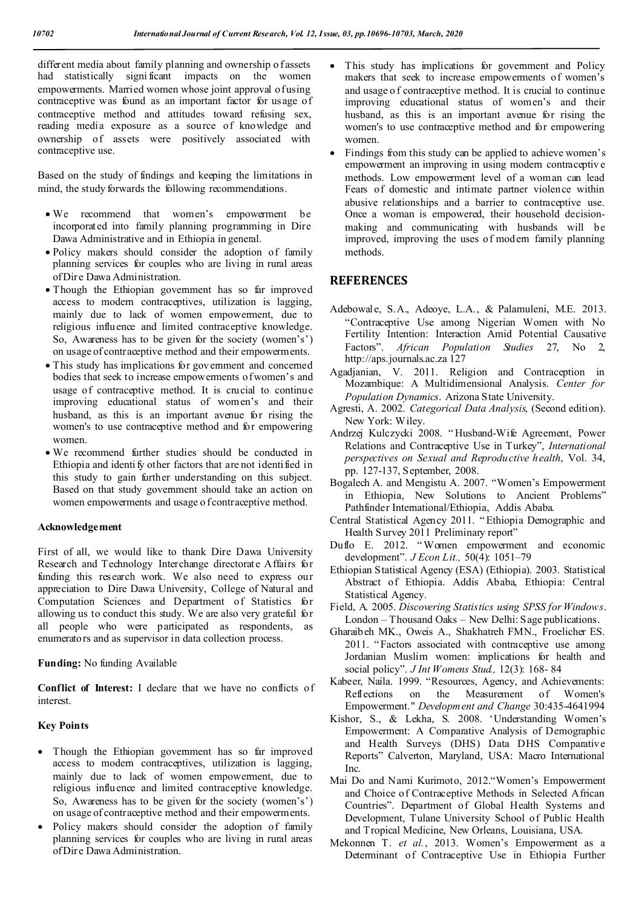different media about family planning and ownership of assets had statistically significant impacts on the women empowerments. Married women whose joint approval of using contraceptive was found as an important factor for usage of contraceptive method and attitudes toward refusing sex, reading media exposure as a source of knowledge and ownership of assets were positively associated with contraceptive use.

Based on the study of findings and keeping the limitations in mind, the study forwards the following recommendations.

- We recommend that women's empowerment be incorporated into family planning programming in Dire Dawa Administrative and in Ethiopia in general.
- Policy makers should consider the adoption of family planning services for couples who are living in rural areas of Dire Dawa Administration.
- Though the Ethiopian government has so far improved access to modern contraceptives, utilization is lagging, mainly due to lack of women empowerment, due to religious influence and limited contraceptive knowledge. So, Awareness has to be given for the society (women's') on usage of contraceptive method and their empowerments.
- This study has implications for government and concerned bodies that seek to increase empowerments of women's and usage of contraceptive method. It is crucial to continue improving educational status of women's and their husband, as this is an important avenue for rising the women's to use contraceptive method and for empowering women.
- We recommend further studies should be conducted in Ethiopia and identify other factors that are not identified in this study to gain further understanding on this subject. Based on that study government should take an action on women empowerments and usage of contraceptive method.

**Acknowledgement**

First of all, we would like to thank Dire Dawa University Research and Technology Interchange directorate Affairs for funding this research work. We also need to express our appreciation to Dire Dawa University, College of Natural and Computation Sciences and Department of Statistics for allowing us to conduct this study. We are also very grateful for all people who were participated as respondents, as enumerators and as supervisor in data collection process.

**Funding:** No funding Available

**Conflict of Interest:** I declare that we have no conflicts of interest.

**Key Points**

- Though the Ethiopian government has so far improved access to modern contraceptives, utilization is lagging, mainly due to lack of women empowerment, due to religious influence and limited contraceptive knowledge. So, Awareness has to be given for the society (women's') on usage of contraceptive method and their empowerments.
- Policy makers should consider the adoption of family planning services for couples who are living in rural areas of Dire Dawa Administration.
- This study has implications for government and Policy makers that seek to increase empowerments of women's and usage of contraceptive method. It is crucial to continue improving educational status of women's and their husband, as this is an important avenue for rising the women's to use contraceptive method and for empowering women.
- Findings from this study can be applied to achieve women's empowerment an improving in using modern contraceptive methods. Low empowerment level of a woman can lead Fears of domestic and intimate partner violence within abusive relationships and a barrier to contraceptive use. Once a woman is empowered, their household decision-making and communicating with husbands will be improved, improving the uses of modern family planning methods.

## REFERENCES

Adebowale, S.A., Adeoye, L.A., & Palamuleni, M.E. 2013. "Contraceptive Use among Nigerian Women with No Fertility Intention: Interaction Amid Potential Causative Factors". *African Population Studies* 27, No 2, http://aps.journals.ac.za 127

Agadjanian, V. 2011. Religion and Contraception in Mozambique: A Multidimensional Analysis. *Center for Population Dynamics*. Arizona State University.

Agresti, A. 2002. *Categorical Data Analysis*, (Second edition). New York: Wiley.

Andrzej Kulczycki 2008. "Husband-Wife Agreement, Power Relations and Contraceptive Use in Turkey", *International perspectives on Sexual and Reproductive health*, Vol. 34, pp. 127-137, September, 2008.

Bogalech A. and Mengistu A. 2007. "Women's Empowerment in Ethiopia, New Solutions to Ancient Problems" Pathfinder International/Ethiopia, Addis Ababa.

Central Statistical Agency 2011. "Ethiopia Demographic and Health Survey 2011 Preliminary report"

Duflo E. 2012. "Women empowerment and economic development". *J Econ Lit.,* 50(4): 1051–79

Ethiopian Statistical Agency (ESA) (Ethiopia). 2003. Statistical Abstract of Ethiopia. Addis Ababa, Ethiopia: Central Statistical Agency.

Field, A. 2005. *Discovering Statistics using SPSS for Windows*. London – Thousand Oaks – New Delhi: Sage publications.

Gharaibeh MK., Oweis A., Shakhatreh FMN., Froelicher ES. 2011. "Factors associated with contraceptive use among Jordanian Muslim women: implications for health and social policy". *J Int Womens Stud.,* 12(3): 168- 84

Kabeer, Naila. 1999. "Resources, Agency, and Achievements: Reflections on the Measurement of Women's Empowerment." *Development and Change* 30:435-4641994

Kishor, S., & Lekha, S. 2008. 'Understanding Women's Empowerment: A Comparative Analysis of Demographic and Health Surveys (DHS) Data DHS Comparative Reports" Calverton, Maryland, USA: Macro International Inc.

Mai Do and Nami Kurimoto, 2012."Women's Empowerment and Choice of Contraceptive Methods in Selected African Countries". Department of Global Health Systems and Development, Tulane University School of Public Health and Tropical Medicine, New Orleans, Louisiana, USA.

Mekonnen T. *et al.*, 2013. Women's Empowerment as a Determinant of Contraceptive Use in Ethiopia Further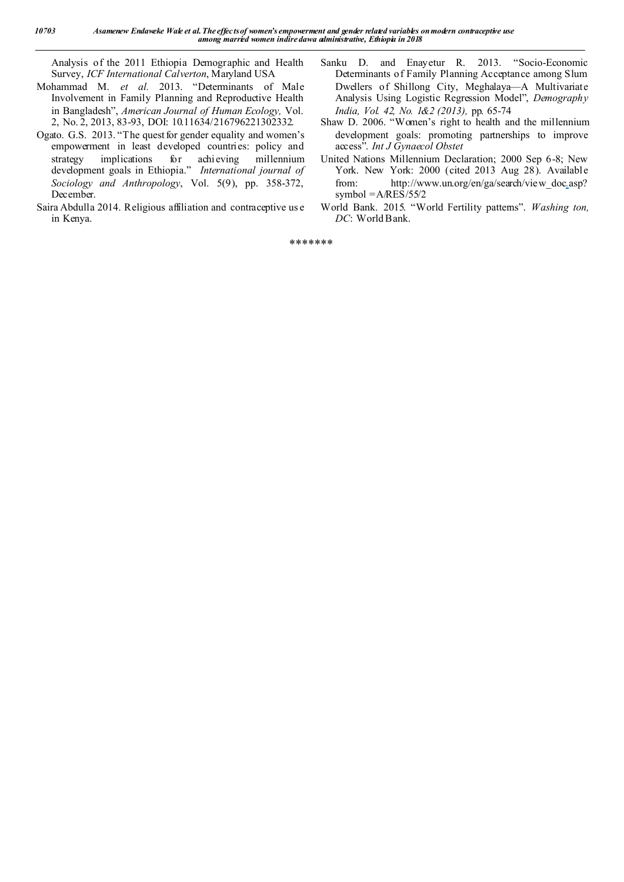Analysis of the 2011 Ethiopia Demographic and Health Survey, *ICF International Calverton*, Maryland USA

Mohammad M. *et al.* 2013. "Determinants of Male Involvement in Family Planning and Reproductive Health in Bangladesh", *American Journal of Human Ecology,* Vol. 2, No. 2, 2013, 83-93, DOI: 10.11634/216796221302332.

Ogato. G.S. 2013. "The quest for gender equality and women's empowerment in least developed countries: policy and strategy implications for achieving millennium development goals in Ethiopia." *International journal of Sociology and Anthropology*, Vol. 5(9), pp. 358-372, December.

Saira Abdulla 2014. Religious affiliation and contraceptive use in Kenya.

Sanku D. and Enayetur R. 2013. "Socio-Economic Determinants of Family Planning Acceptance among Slum Dwellers of Shillong City, Meghalaya—A Multivariate Analysis Using Logistic Regression Model", *Demography India, Vol. 42, No. 1&2 (2013),* pp. 65-74

Shaw D. 2006. "Women's right to health and the millennium development goals: promoting partnerships to improve access". *Int J Gynaecol Obstet*

United Nations Millennium Declaration; 2000 Sep 6-8; New York. New York: 2000 (cited 2013 Aug 28). Available from: http://www.un.org/en/ga/search/view_doc.asp? symbol =A/RES/55/2

World Bank. 2015. "World Fertility patterns". *Washing ton, DC*: World Bank.

*******